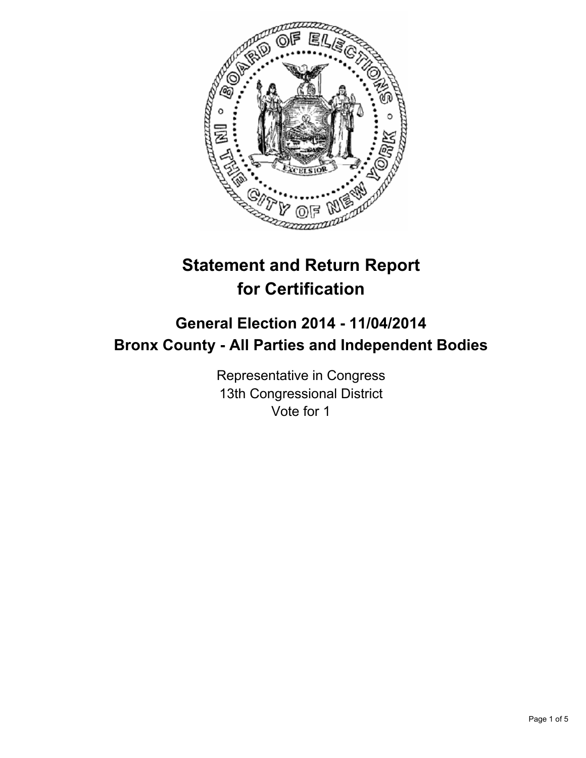# Statement and Return Report for Certification

## General Election 2014 - 11/04/2014
## Bronx County - All Parties and Independent Bodies

Representative in Congress
13th Congressional District
Vote for 1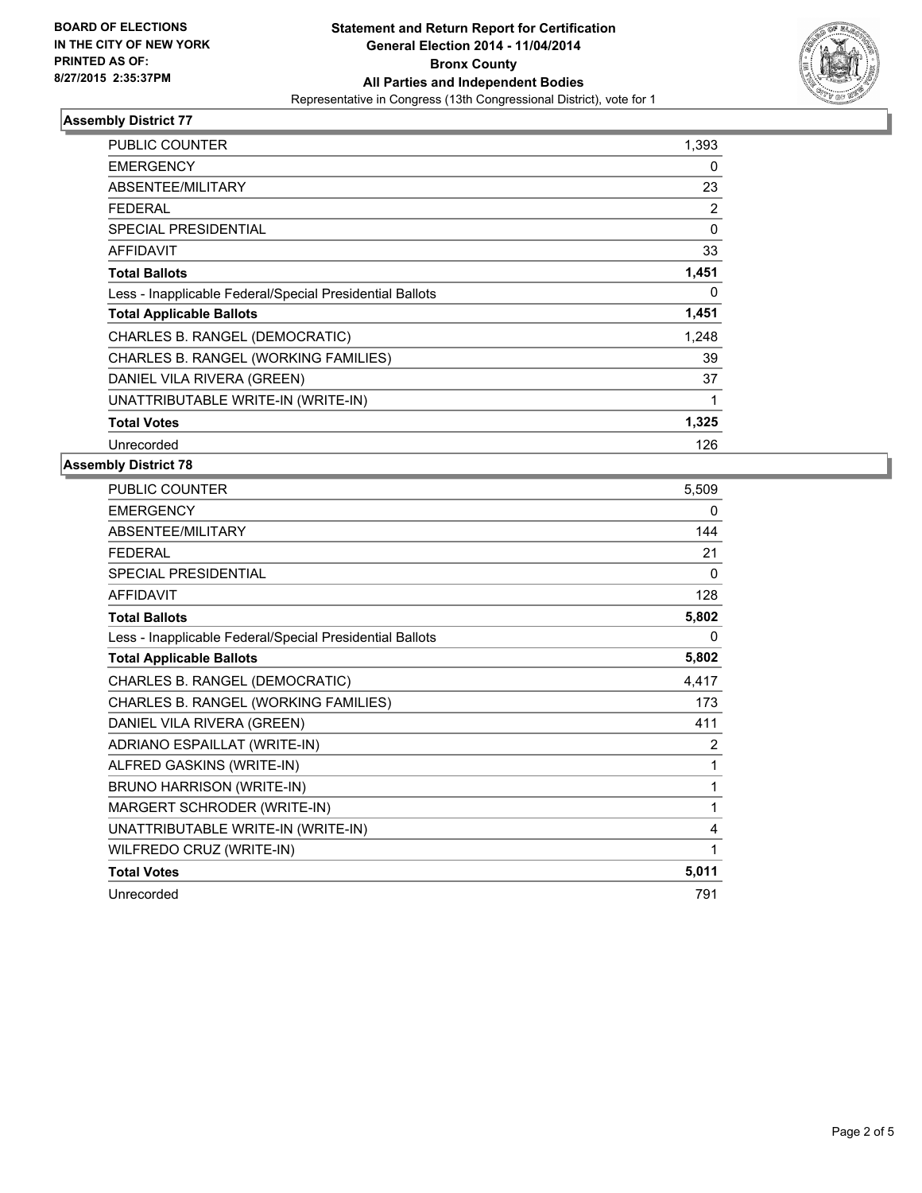**BOARD OF ELECTIONS IN THE CITY OF NEW YORK PRINTED AS OF: 8/27/2015 2:35:37PM**

**Statement and Return Report for Certification General Election 2014 - 11/04/2014 Bronx County All Parties and Independent Bodies**

Representative in Congress (13th Congressional District), vote for 1

### Assembly District 77

| | |
|---|---|
| PUBLIC COUNTER | 1,393 |
| EMERGENCY | 0 |
| ABSENTEE/MILITARY | 23 |
| FEDERAL | 2 |
| SPECIAL PRESIDENTIAL | 0 |
| AFFIDAVIT | 33 |
| **Total Ballots** | **1,451** |
| Less - Inapplicable Federal/Special Presidential Ballots | 0 |
| **Total Applicable Ballots** | **1,451** |
| CHARLES B. RANGEL (DEMOCRATIC) | 1,248 |
| CHARLES B. RANGEL (WORKING FAMILIES) | 39 |
| DANIEL VILA RIVERA (GREEN) | 37 |
| UNATTRIBUTABLE WRITE-IN (WRITE-IN) | 1 |
| **Total Votes** | **1,325** |
| Unrecorded | 126 |

### Assembly District 78

| | |
|---|---|
| PUBLIC COUNTER | 5,509 |
| EMERGENCY | 0 |
| ABSENTEE/MILITARY | 144 |
| FEDERAL | 21 |
| SPECIAL PRESIDENTIAL | 0 |
| AFFIDAVIT | 128 |
| **Total Ballots** | **5,802** |
| Less - Inapplicable Federal/Special Presidential Ballots | 0 |
| **Total Applicable Ballots** | **5,802** |
| CHARLES B. RANGEL (DEMOCRATIC) | 4,417 |
| CHARLES B. RANGEL (WORKING FAMILIES) | 173 |
| DANIEL VILA RIVERA (GREEN) | 411 |
| ADRIANO ESPAILLAT (WRITE-IN) | 2 |
| ALFRED GASKINS (WRITE-IN) | 1 |
| BRUNO HARRISON (WRITE-IN) | 1 |
| MARGERT SCHRODER (WRITE-IN) | 1 |
| UNATTRIBUTABLE WRITE-IN (WRITE-IN) | 4 |
| WILFREDO CRUZ (WRITE-IN) | 1 |
| **Total Votes** | **5,011** |
| Unrecorded | 791 |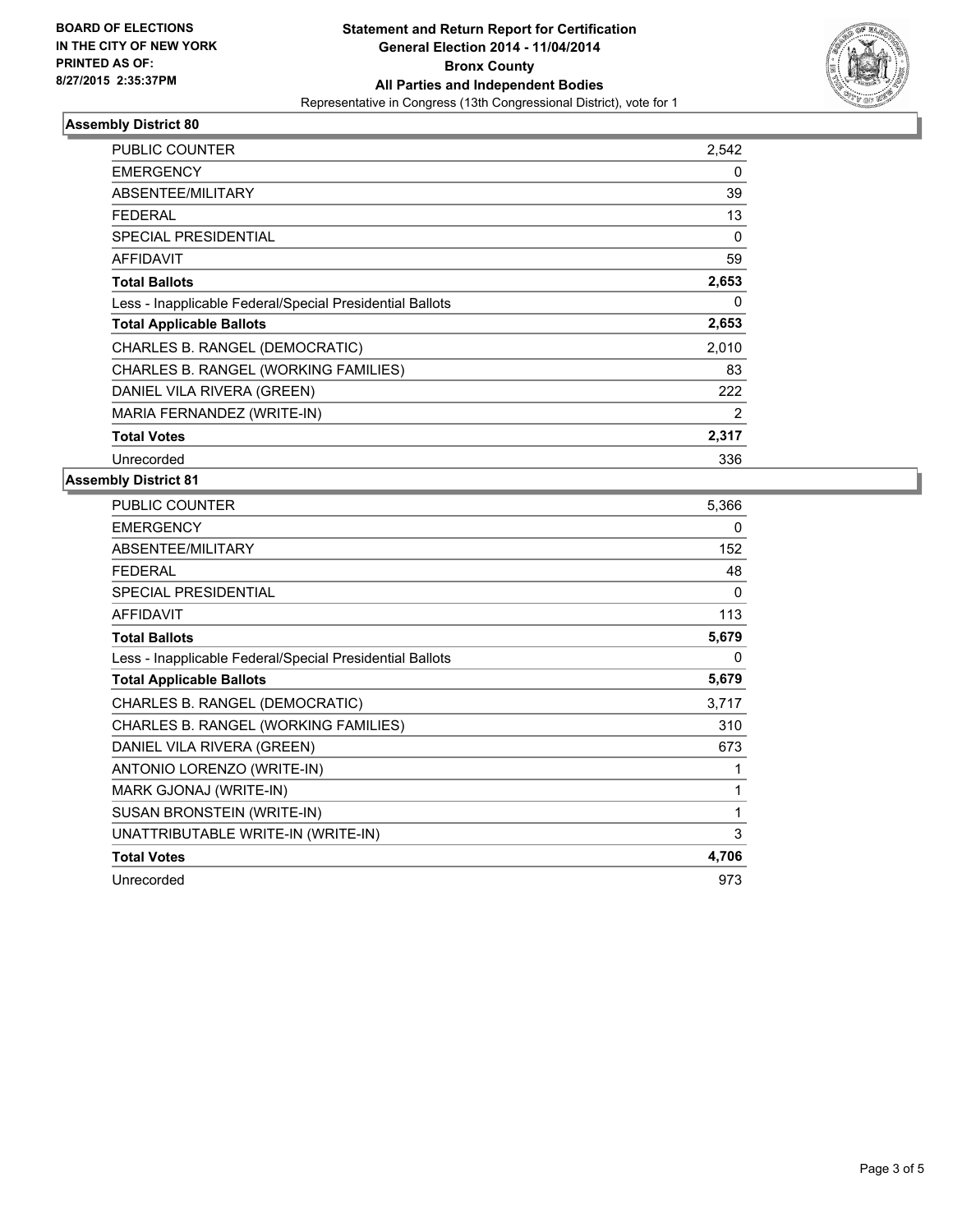**BOARD OF ELECTIONS IN THE CITY OF NEW YORK PRINTED AS OF: 8/27/2015 2:35:37PM**

**Statement and Return Report for Certification**
**General Election 2014 - 11/04/2014**
**Bronx County**
**All Parties and Independent Bodies**
Representative in Congress (13th Congressional District), vote for 1

### Assembly District 80

| | |
|---|---|
| PUBLIC COUNTER | 2,542 |
| EMERGENCY | 0 |
| ABSENTEE/MILITARY | 39 |
| FEDERAL | 13 |
| SPECIAL PRESIDENTIAL | 0 |
| AFFIDAVIT | 59 |
| **Total Ballots** | **2,653** |
| Less - Inapplicable Federal/Special Presidential Ballots | 0 |
| **Total Applicable Ballots** | **2,653** |
| CHARLES B. RANGEL (DEMOCRATIC) | 2,010 |
| CHARLES B. RANGEL (WORKING FAMILIES) | 83 |
| DANIEL VILA RIVERA (GREEN) | 222 |
| MARIA FERNANDEZ (WRITE-IN) | 2 |
| **Total Votes** | **2,317** |
| Unrecorded | 336 |

### Assembly District 81

| | |
|---|---|
| PUBLIC COUNTER | 5,366 |
| EMERGENCY | 0 |
| ABSENTEE/MILITARY | 152 |
| FEDERAL | 48 |
| SPECIAL PRESIDENTIAL | 0 |
| AFFIDAVIT | 113 |
| **Total Ballots** | **5,679** |
| Less - Inapplicable Federal/Special Presidential Ballots | 0 |
| **Total Applicable Ballots** | **5,679** |
| CHARLES B. RANGEL (DEMOCRATIC) | 3,717 |
| CHARLES B. RANGEL (WORKING FAMILIES) | 310 |
| DANIEL VILA RIVERA (GREEN) | 673 |
| ANTONIO LORENZO (WRITE-IN) | 1 |
| MARK GJONAJ (WRITE-IN) | 1 |
| SUSAN BRONSTEIN (WRITE-IN) | 1 |
| UNATTRIBUTABLE WRITE-IN (WRITE-IN) | 3 |
| **Total Votes** | **4,706** |
| Unrecorded | 973 |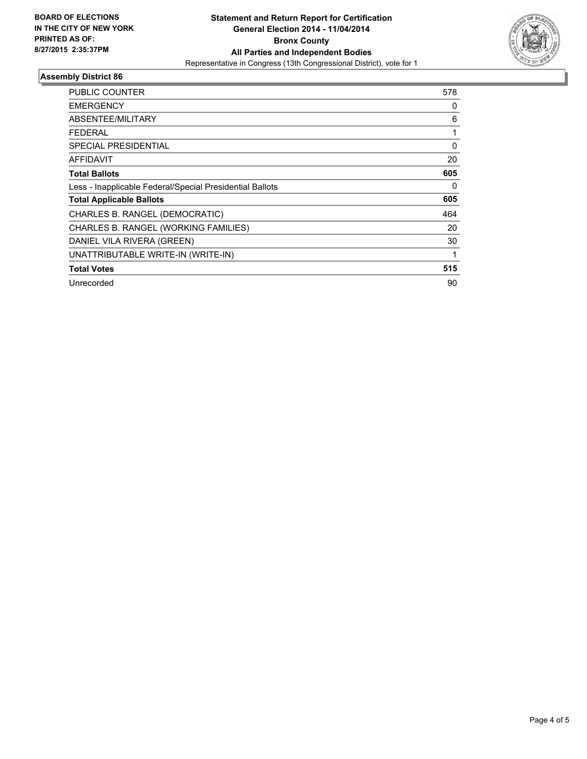**BOARD OF ELECTIONS**
**IN THE CITY OF NEW YORK**
**PRINTED AS OF:**
**8/27/2015 2:35:37PM**

**Statement and Return Report for Certification**
**General Election 2014 - 11/04/2014**
**Bronx County**
**All Parties and Independent Bodies**
Representative in Congress (13th Congressional District), vote for 1

### Assembly District 86

| | |
|---|---|
| PUBLIC COUNTER | 578 |
| EMERGENCY | 0 |
| ABSENTEE/MILITARY | 6 |
| FEDERAL | 1 |
| SPECIAL PRESIDENTIAL | 0 |
| AFFIDAVIT | 20 |
| **Total Ballots** | **605** |
| Less - Inapplicable Federal/Special Presidential Ballots | 0 |
| **Total Applicable Ballots** | **605** |
| CHARLES B. RANGEL (DEMOCRATIC) | 464 |
| CHARLES B. RANGEL (WORKING FAMILIES) | 20 |
| DANIEL VILA RIVERA (GREEN) | 30 |
| UNATTRIBUTABLE WRITE-IN (WRITE-IN) | 1 |
| **Total Votes** | **515** |
| Unrecorded | 90 |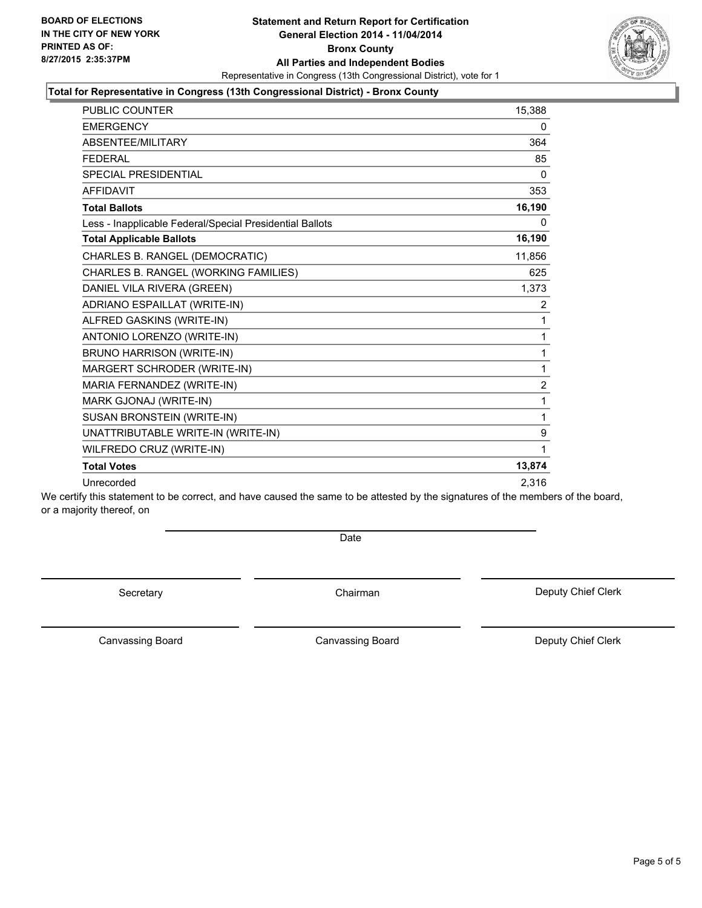**BOARD OF ELECTIONS IN THE CITY OF NEW YORK PRINTED AS OF: 8/27/2015 2:35:37PM**

**Statement and Return Report for Certification**
**General Election 2014 - 11/04/2014**
**Bronx County**
**All Parties and Independent Bodies**
Representative in Congress (13th Congressional District), vote for 1

### Total for Representative in Congress (13th Congressional District) - Bronx County

| | |
|---|---|
| PUBLIC COUNTER | 15,388 |
| EMERGENCY | 0 |
| ABSENTEE/MILITARY | 364 |
| FEDERAL | 85 |
| SPECIAL PRESIDENTIAL | 0 |
| AFFIDAVIT | 353 |
| **Total Ballots** | **16,190** |
| Less - Inapplicable Federal/Special Presidential Ballots | 0 |
| **Total Applicable Ballots** | **16,190** |
| CHARLES B. RANGEL (DEMOCRATIC) | 11,856 |
| CHARLES B. RANGEL (WORKING FAMILIES) | 625 |
| DANIEL VILA RIVERA (GREEN) | 1,373 |
| ADRIANO ESPAILLAT (WRITE-IN) | 2 |
| ALFRED GASKINS (WRITE-IN) | 1 |
| ANTONIO LORENZO (WRITE-IN) | 1 |
| BRUNO HARRISON (WRITE-IN) | 1 |
| MARGERT SCHRODER (WRITE-IN) | 1 |
| MARIA FERNANDEZ (WRITE-IN) | 2 |
| MARK GJONAJ (WRITE-IN) | 1 |
| SUSAN BRONSTEIN (WRITE-IN) | 1 |
| UNATTRIBUTABLE WRITE-IN (WRITE-IN) | 9 |
| WILFREDO CRUZ (WRITE-IN) | 1 |
| **Total Votes** | **13,874** |
| Unrecorded | 2,316 |

We certify this statement to be correct, and have caused the same to be attested by the signatures of the members of the board, or a majority thereof, on

Date

Secretary

Chairman

Deputy Chief Clerk

Canvassing Board

Canvassing Board

Deputy Chief Clerk